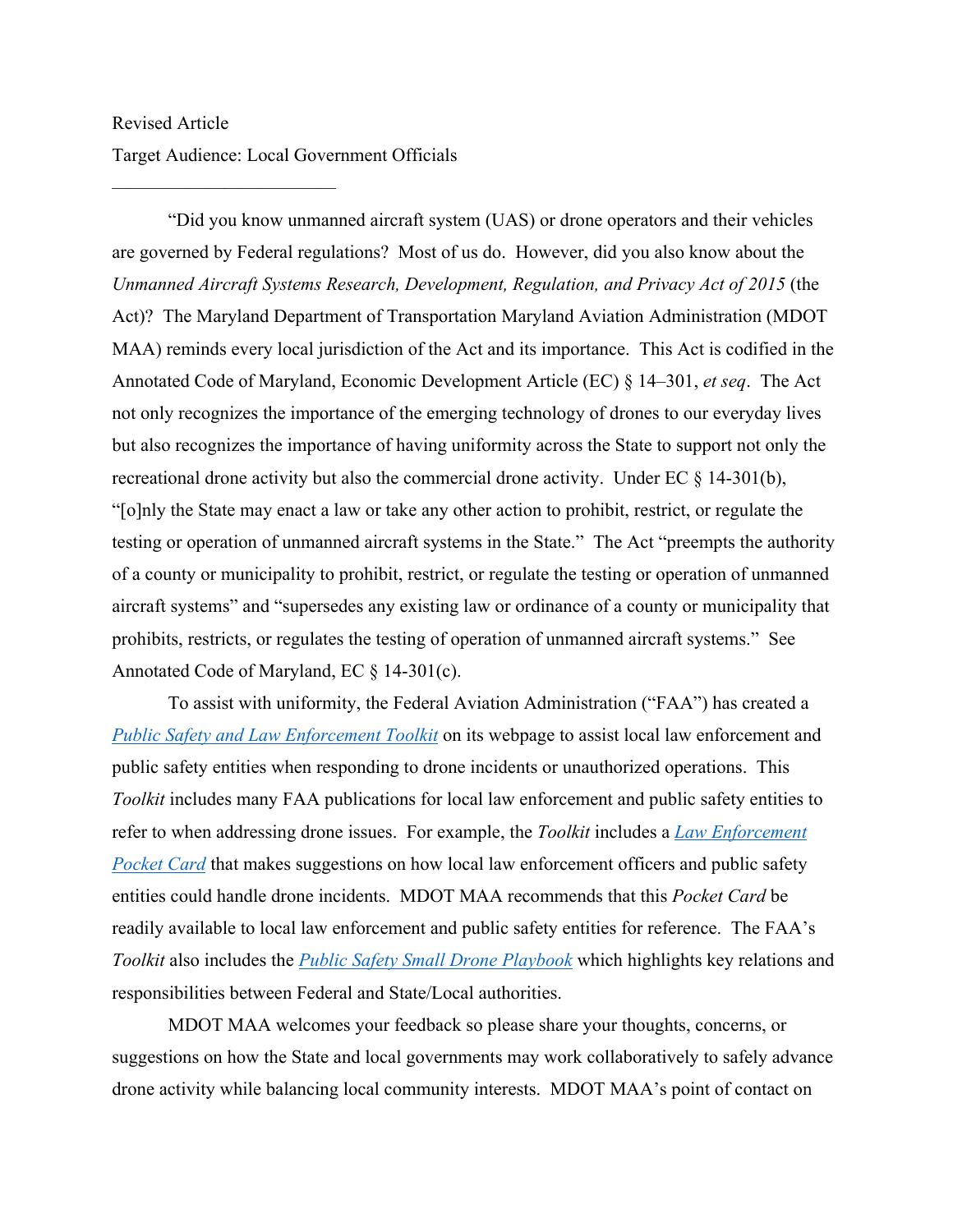Revised Article

Target Audience: Local Government Officials

---

"Did you know unmanned aircraft system (UAS) or drone operators and their vehicles are governed by Federal regulations? Most of us do. However, did you also know about the *Unmanned Aircraft Systems Research, Development, Regulation, and Privacy Act of 2015* (the Act)? The Maryland Department of Transportation Maryland Aviation Administration (MDOT MAA) reminds every local jurisdiction of the Act and its importance. This Act is codified in the Annotated Code of Maryland, Economic Development Article (EC) § 14–301, *et seq*. The Act not only recognizes the importance of the emerging technology of drones to our everyday lives but also recognizes the importance of having uniformity across the State to support not only the recreational drone activity but also the commercial drone activity. Under EC § 14-301(b), "[o]nly the State may enact a law or take any other action to prohibit, restrict, or regulate the testing or operation of unmanned aircraft systems in the State." The Act "preempts the authority of a county or municipality to prohibit, restrict, or regulate the testing or operation of unmanned aircraft systems" and "supersedes any existing law or ordinance of a county or municipality that prohibits, restricts, or regulates the testing of operation of unmanned aircraft systems." See Annotated Code of Maryland, EC § 14-301(c).

To assist with uniformity, the Federal Aviation Administration ("FAA") has created a *Public Safety and Law Enforcement Toolkit* on its webpage to assist local law enforcement and public safety entities when responding to drone incidents or unauthorized operations. This *Toolkit* includes many FAA publications for local law enforcement and public safety entities to refer to when addressing drone issues. For example, the *Toolkit* includes a *Law Enforcement Pocket Card* that makes suggestions on how local law enforcement officers and public safety entities could handle drone incidents. MDOT MAA recommends that this *Pocket Card* be readily available to local law enforcement and public safety entities for reference. The FAA's *Toolkit* also includes the *Public Safety Small Drone Playbook* which highlights key relations and responsibilities between Federal and State/Local authorities.

MDOT MAA welcomes your feedback so please share your thoughts, concerns, or suggestions on how the State and local governments may work collaboratively to safely advance drone activity while balancing local community interests. MDOT MAA's point of contact on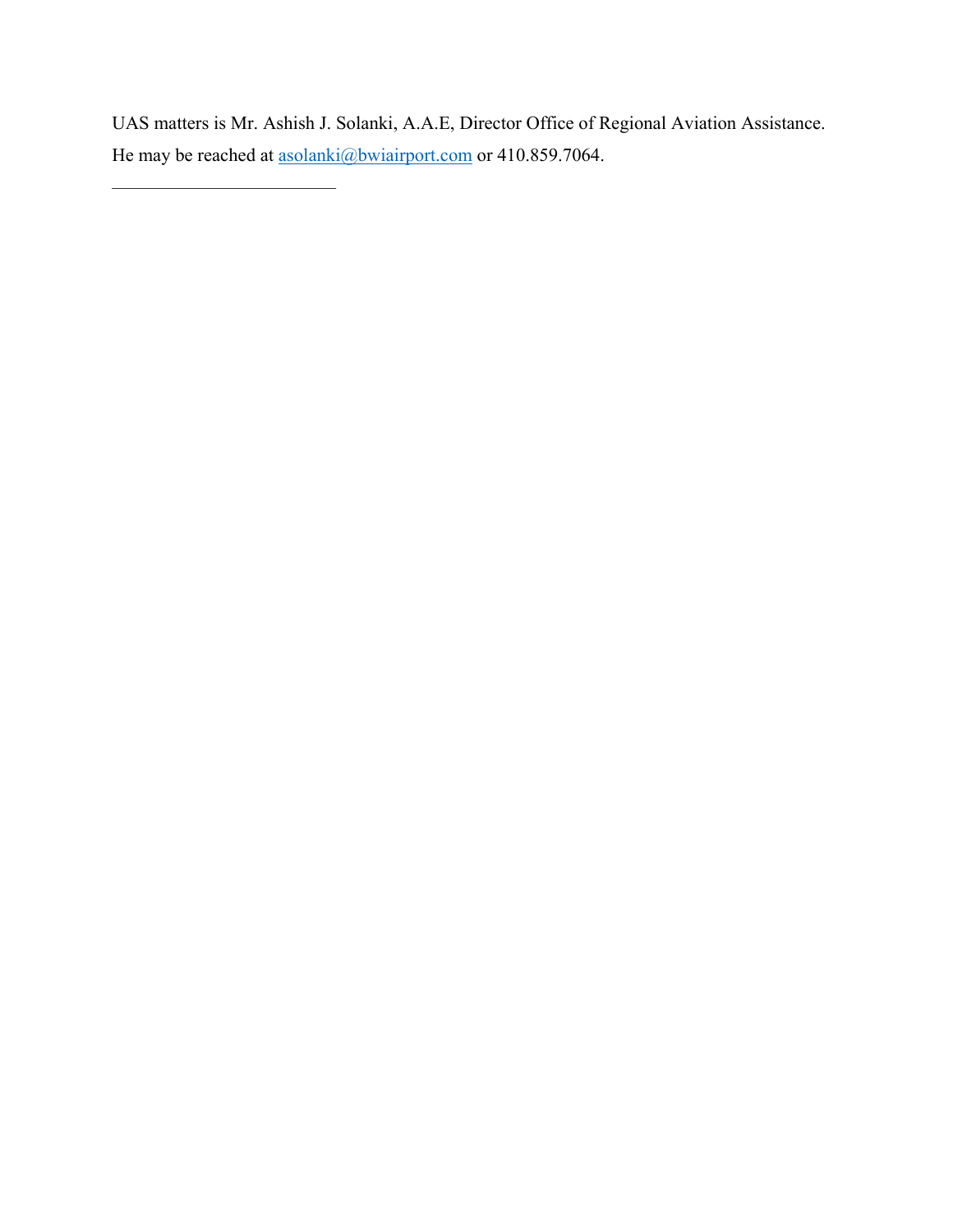UAS matters is Mr. Ashish J. Solanki, A.A.E, Director Office of Regional Aviation Assistance. He may be reached at asolanki@bwiairport.com or 410.859.7064.

\_\_\_\_\_\_\_\_\_\_\_\_\_\_\_\_\_\_\_\_\_\_\_\_\_